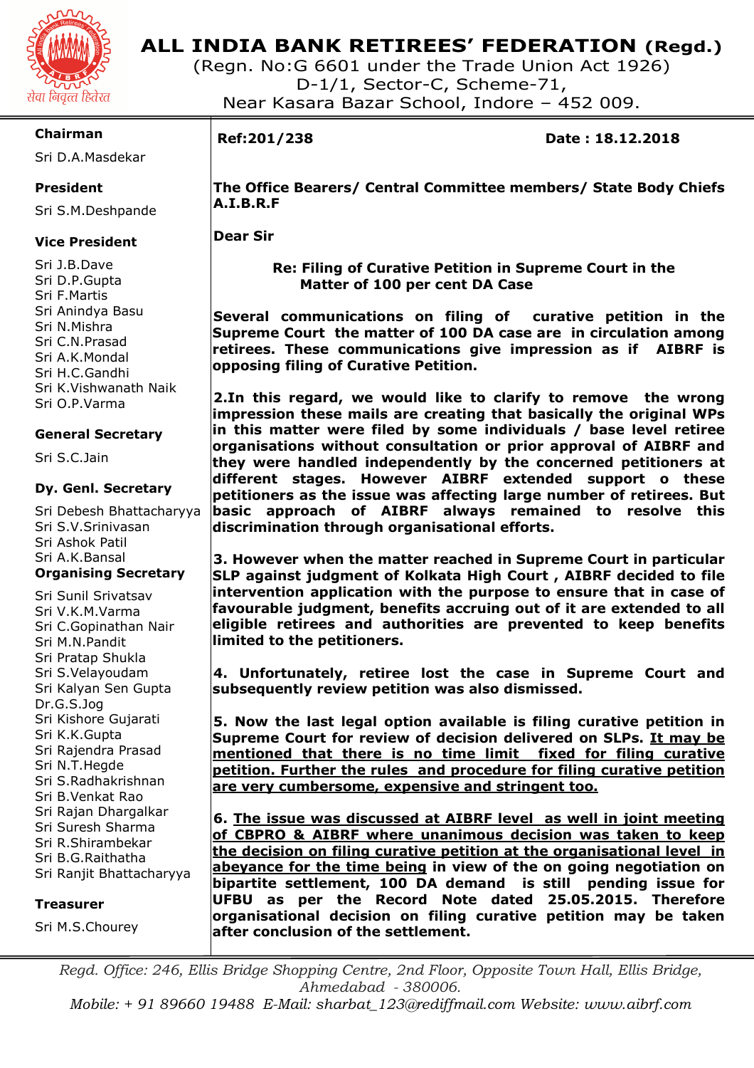# ALL INDIA BANK RETIREES' FEDERATION (Regd.)

(Regn. No:G 6601 under the Trade Union Act 1926)
D-1/1, Sector-C, Scheme-71,
Near Kasara Bazar School, Indore – 452 009.

सेवा निवृत्त हितरत

**Chairman**
Sri D.A.Masdekar

**President**
Sri S.M.Deshpande

**Vice President**
Sri J.B.Dave
Sri D.P.Gupta
Sri F.Martis
Sri Anindya Basu
Sri N.Mishra
Sri C.N.Prasad
Sri A.K.Mondal
Sri H.C.Gandhi
Sri K.Vishwanath Naik
Sri O.P.Varma

**General Secretary**
Sri S.C.Jain

**Dy. Genl. Secretary**
Sri Debesh Bhattacharyya
Sri S.V.Srinivasan
Sri Ashok Patil
Sri A.K.Bansal

**Organising Secretary**
Sri Sunil Srivatsav
Sri V.K.M.Varma
Sri C.Gopinathan Nair
Sri M.N.Pandit
Sri Pratap Shukla
Sri S.Velayoudam
Sri Kalyan Sen Gupta
Dr.G.S.Jog
Sri Kishore Gujarati
Sri K.K.Gupta
Sri Rajendra Prasad
Sri N.T.Hegde
Sri S.Radhakrishnan
Sri B.Venkat Rao
Sri Rajan Dhargalkar
Sri Suresh Sharma
Sri R.Shirambekar
Sri B.G.Raithatha
Sri Ranjit Bhattacharyya

**Treasurer**
Sri M.S.Chourey

**Ref:201/238** **Date : 18.12.2018**

**The Office Bearers/ Central Committee members/ State Body Chiefs A.I.B.R.F**

**Dear Sir**

**Re: Filing of Curative Petition in Supreme Court in the Matter of 100 per cent DA Case**

**Several communications on filing of curative petition in the Supreme Court the matter of 100 DA case are in circulation among retirees. These communications give impression as if AIBRF is opposing filing of Curative Petition.**

**2.In this regard, we would like to clarify to remove the wrong impression these mails are creating that basically the original WPs in this matter were filed by some individuals / base level retiree organisations without consultation or prior approval of AIBRF and they were handled independently by the concerned petitioners at different stages. However AIBRF extended support o these petitioners as the issue was affecting large number of retirees. But basic approach of AIBRF always remained to resolve this discrimination through organisational efforts.**

**3. However when the matter reached in Supreme Court in particular SLP against judgment of Kolkata High Court , AIBRF decided to file intervention application with the purpose to ensure that in case of favourable judgment, benefits accruing out of it are extended to all eligible retirees and authorities are prevented to keep benefits limited to the petitioners.**

**4. Unfortunately, retiree lost the case in Supreme Court and subsequently review petition was also dismissed.**

**5. Now the last legal option available is filing curative petition in Supreme Court for review of decision delivered on SLPs. <u>It may be mentioned that there is no time limit fixed for filing curative petition. Further the rules and procedure for filing curative petition are very cumbersome, expensive and stringent too.</u>**

**6. <u>The issue was discussed at AIBRF level as well in joint meeting of CBPRO & AIBRF where unanimous decision was taken to keep the decision on filing curative petition at the organisational level in abeyance for the time being</u> in view of the on going negotiation on bipartite settlement, 100 DA demand is still pending issue for UFBU as per the Record Note dated 25.05.2015. Therefore organisational decision on filing curative petition may be taken after conclusion of the settlement.**

*Regd. Office: 246, Ellis Bridge Shopping Centre, 2nd Floor, Opposite Town Hall, Ellis Bridge, Ahmedabad - 380006.*
*Mobile: + 91 89660 19488 E-Mail: sharbat_123@rediffmail.com Website: www.aibrf.com*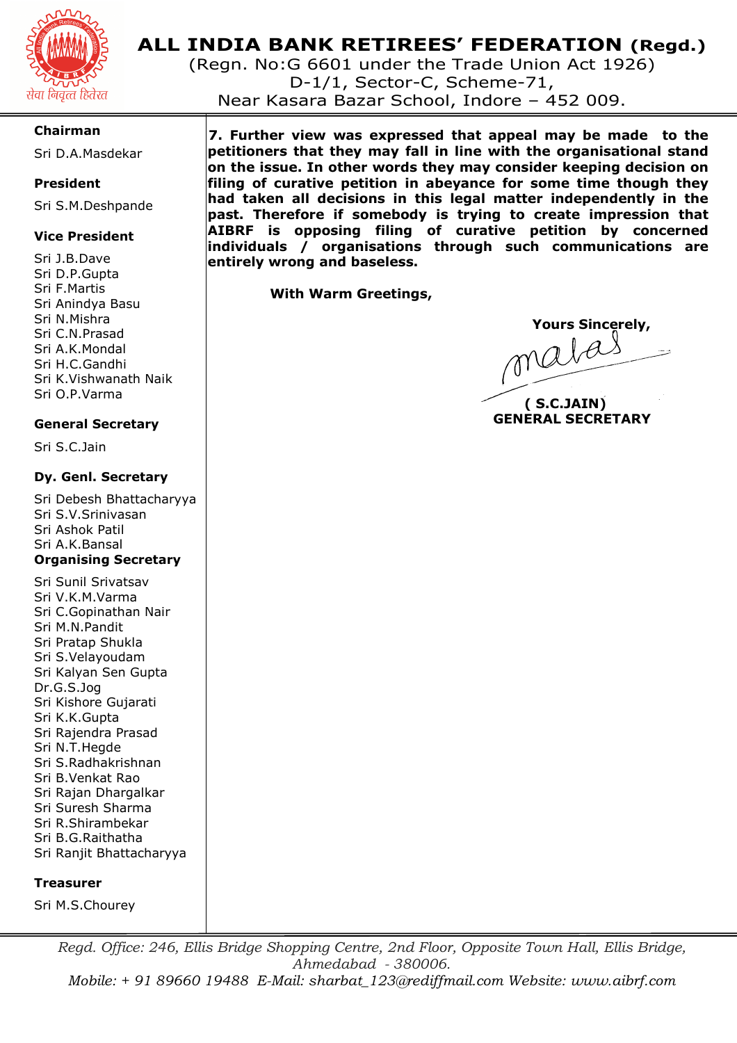# ALL INDIA BANK RETIREES' FEDERATION (Regd.)

(Regn. No:G 6601 under the Trade Union Act 1926)
D-1/1, Sector-C, Scheme-71,
Near Kasara Bazar School, Indore – 452 009.

**Chairman**

Sri D.A.Masdekar

**President**

Sri S.M.Deshpande

**Vice President**

Sri J.B.Dave
Sri D.P.Gupta
Sri F.Martis
Sri Anindya Basu
Sri N.Mishra
Sri C.N.Prasad
Sri A.K.Mondal
Sri H.C.Gandhi
Sri K.Vishwanath Naik
Sri O.P.Varma

**General Secretary**

Sri S.C.Jain

**Dy. Genl. Secretary**

Sri Debesh Bhattacharyya
Sri S.V.Srinivasan
Sri Ashok Patil
Sri A.K.Bansal

**Organising Secretary**

Sri Sunil Srivatsav
Sri V.K.M.Varma
Sri C.Gopinathan Nair
Sri M.N.Pandit
Sri Pratap Shukla
Sri S.Velayoudam
Sri Kalyan Sen Gupta
Dr.G.S.Jog
Sri Kishore Gujarati
Sri K.K.Gupta
Sri Rajendra Prasad
Sri N.T.Hegde
Sri S.Radhakrishnan
Sri B.Venkat Rao
Sri Rajan Dhargalkar
Sri Suresh Sharma
Sri R.Shirambekar
Sri B.G.Raithatha
Sri Ranjit Bhattacharyya

**Treasurer**

Sri M.S.Chourey

**7. Further view was expressed that appeal may be made to the petitioners that they may fall in line with the organisational stand on the issue. In other words they may consider keeping decision on filing of curative petition in abeyance for some time though they had taken all decisions in this legal matter independently in the past. Therefore if somebody is trying to create impression that AIBRF is opposing filing of curative petition by concerned individuals / organisations through such communications are entirely wrong and baseless.**

**With Warm Greetings,**

**Yours Sincerely,**

**( S.C.JAIN)**
**GENERAL SECRETARY**

*Regd. Office: 246, Ellis Bridge Shopping Centre, 2nd Floor, Opposite Town Hall, Ellis Bridge, Ahmedabad - 380006.*
*Mobile: + 91 89660 19488 E-Mail: sharbat_123@rediffmail.com Website: www.aibrf.com*